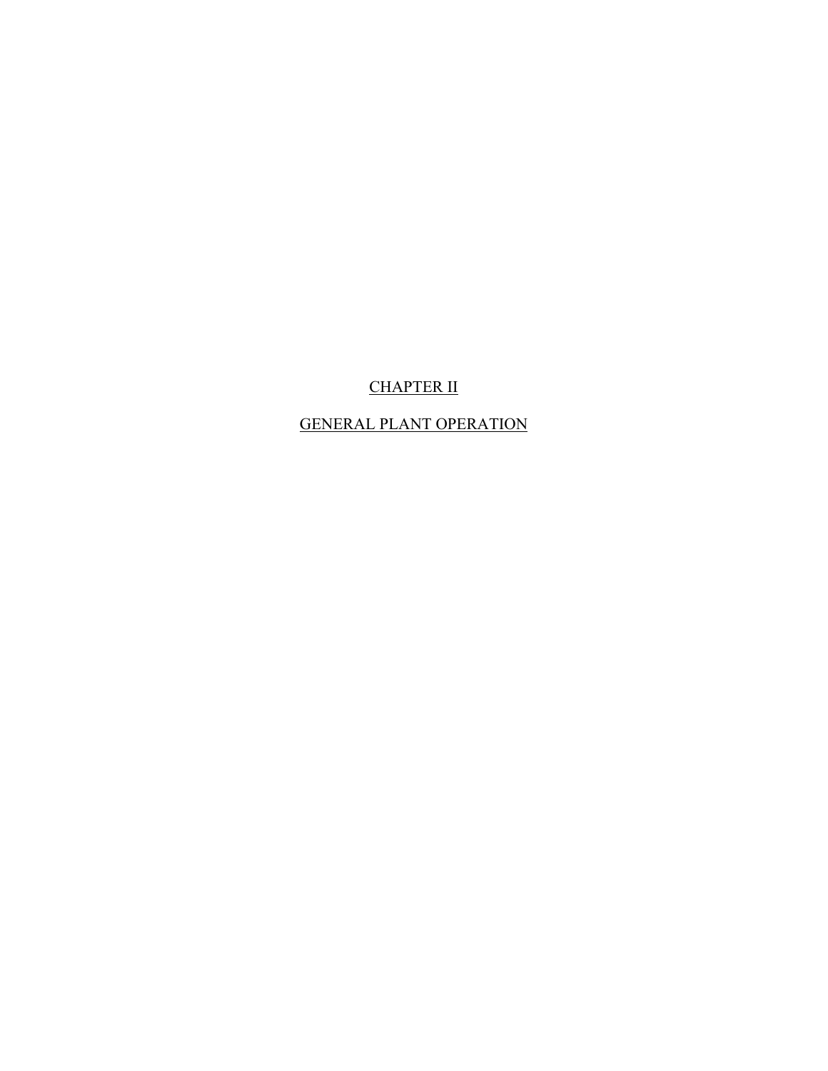# CHAPTER II

# GENERAL PLANT OPERATION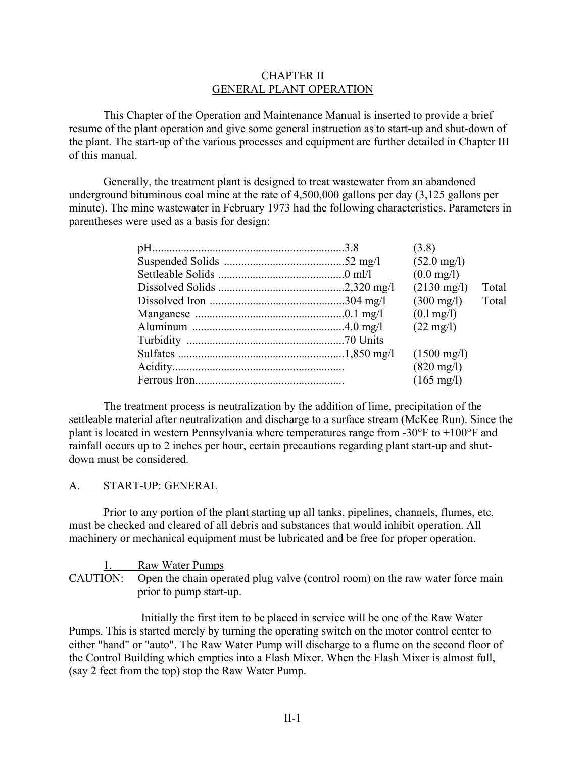# CHAPTER II
## GENERAL PLANT OPERATION

This Chapter of the Operation and Maintenance Manual is inserted to provide a brief resume of the plant operation and give some general instruction as to start-up and shut-down of the plant. The start-up of the various processes and equipment are further detailed in Chapter III of this manual.

Generally, the treatment plant is designed to treat wastewater from an abandoned underground bituminous coal mine at the rate of 4,500,000 gallons per day (3,125 gallons per minute). The mine wastewater in February 1973 had the following characteristics. Parameters in parentheses were used as a basis for design:

| Parameter | February 1973 | Design | |
|---|---|---|---|
| pH | 3.8 | (3.8) | |
| Suspended Solids | 52 mg/l | (52.0 mg/l) | |
| Settleable Solids | 0 ml/l | (0.0 mg/l) | |
| Dissolved Solids | 2,320 mg/l | (2130 mg/l) | Total |
| Dissolved Iron | 304 mg/l | (300 mg/l) | Total |
| Manganese | 0.1 mg/l | (0.l mg/l) | |
| Aluminum | 4.0 mg/l | (22 mg/l) | |
| Turbidity | 70 Units | | |
| Sulfates | 1,850 mg/l | (1500 mg/l) | |
| Acidity | | (820 mg/l) | |
| Ferrous Iron | | (165 mg/l) | |

The treatment process is neutralization by the addition of lime, precipitation of the settleable material after neutralization and discharge to a surface stream (McKee Run). Since the plant is located in western Pennsylvania where temperatures range from -30°F to +100°F and rainfall occurs up to 2 inches per hour, certain precautions regarding plant start-up and shut-down must be considered.

### A. START-UP: GENERAL

Prior to any portion of the plant starting up all tanks, pipelines, channels, flumes, etc. must be checked and cleared of all debris and substances that would inhibit operation. All machinery or mechanical equipment must be lubricated and be free for proper operation.

1. Raw Water Pumps

CAUTION: Open the chain operated plug valve (control room) on the raw water force main prior to pump start-up.

Initially the first item to be placed in service will be one of the Raw Water Pumps. This is started merely by turning the operating switch on the motor control center to either "hand" or "auto". The Raw Water Pump will discharge to a flume on the second floor of the Control Building which empties into a Flash Mixer. When the Flash Mixer is almost full, (say 2 feet from the top) stop the Raw Water Pump.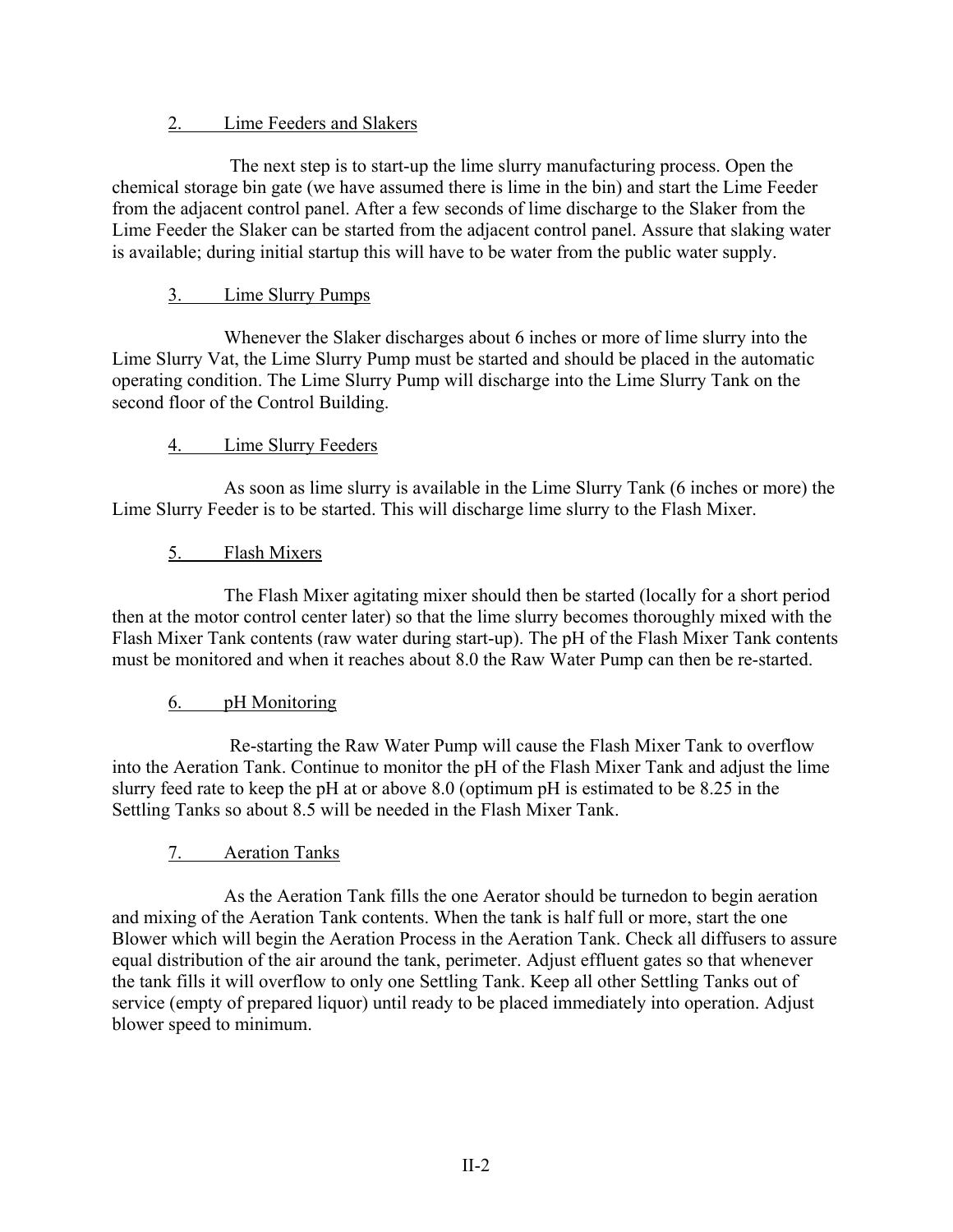2. Lime Feeders and Slakers

The next step is to start-up the lime slurry manufacturing process. Open the chemical storage bin gate (we have assumed there is lime in the bin) and start the Lime Feeder from the adjacent control panel. After a few seconds of lime discharge to the Slaker from the Lime Feeder the Slaker can be started from the adjacent control panel. Assure that slaking water is available; during initial startup this will have to be water from the public water supply.

3. Lime Slurry Pumps

Whenever the Slaker discharges about 6 inches or more of lime slurry into the Lime Slurry Vat, the Lime Slurry Pump must be started and should be placed in the automatic operating condition. The Lime Slurry Pump will discharge into the Lime Slurry Tank on the second floor of the Control Building.

4. Lime Slurry Feeders

As soon as lime slurry is available in the Lime Slurry Tank (6 inches or more) the Lime Slurry Feeder is to be started. This will discharge lime slurry to the Flash Mixer.

5. Flash Mixers

The Flash Mixer agitating mixer should then be started (locally for a short period then at the motor control center later) so that the lime slurry becomes thoroughly mixed with the Flash Mixer Tank contents (raw water during start-up). The pH of the Flash Mixer Tank contents must be monitored and when it reaches about 8.0 the Raw Water Pump can then be re-started.

6. pH Monitoring

Re-starting the Raw Water Pump will cause the Flash Mixer Tank to overflow into the Aeration Tank. Continue to monitor the pH of the Flash Mixer Tank and adjust the lime slurry feed rate to keep the pH at or above 8.0 (optimum pH is estimated to be 8.25 in the Settling Tanks so about 8.5 will be needed in the Flash Mixer Tank.

7. Aeration Tanks

As the Aeration Tank fills the one Aerator should be turnedon to begin aeration and mixing of the Aeration Tank contents. When the tank is half full or more, start the one Blower which will begin the Aeration Process in the Aeration Tank. Check all diffusers to assure equal distribution of the air around the tank, perimeter. Adjust effluent gates so that whenever the tank fills it will overflow to only one Settling Tank. Keep all other Settling Tanks out of service (empty of prepared liquor) until ready to be placed immediately into operation. Adjust blower speed to minimum.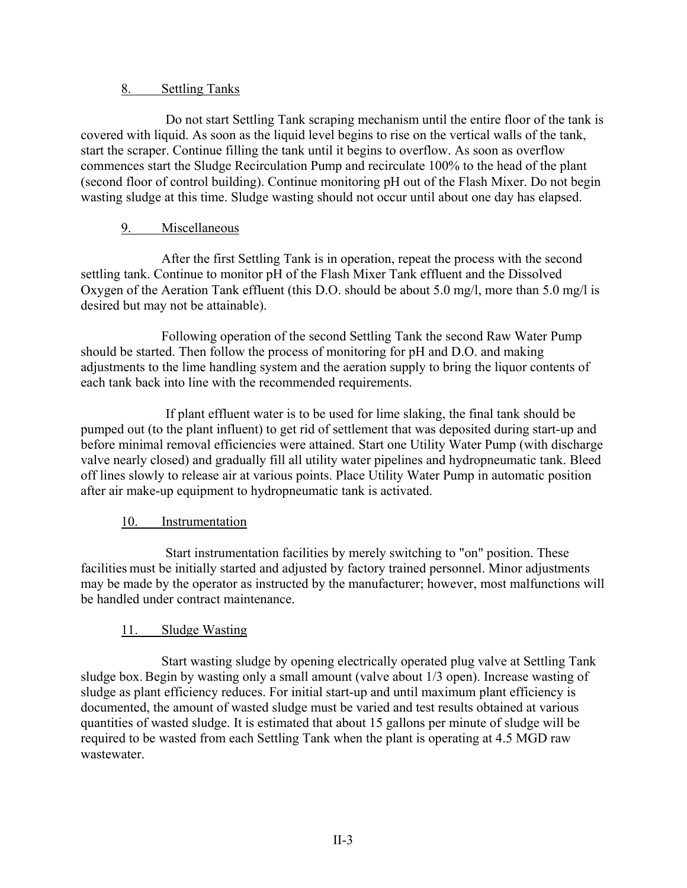## 8. Settling Tanks

Do not start Settling Tank scraping mechanism until the entire floor of the tank is covered with liquid. As soon as the liquid level begins to rise on the vertical walls of the tank, start the scraper. Continue filling the tank until it begins to overflow. As soon as overflow commences start the Sludge Recirculation Pump and recirculate 100% to the head of the plant (second floor of control building). Continue monitoring pH out of the Flash Mixer. Do not begin wasting sludge at this time. Sludge wasting should not occur until about one day has elapsed.

## 9. Miscellaneous

After the first Settling Tank is in operation, repeat the process with the second settling tank. Continue to monitor pH of the Flash Mixer Tank effluent and the Dissolved Oxygen of the Aeration Tank effluent (this D.O. should be about 5.0 mg/l, more than 5.0 mg/l is desired but may not be attainable).

Following operation of the second Settling Tank the second Raw Water Pump should be started. Then follow the process of monitoring for pH and D.O. and making adjustments to the lime handling system and the aeration supply to bring the liquor contents of each tank back into line with the recommended requirements.

If plant effluent water is to be used for lime slaking, the final tank should be pumped out (to the plant influent) to get rid of settlement that was deposited during start-up and before minimal removal efficiencies were attained. Start one Utility Water Pump (with discharge valve nearly closed) and gradually fill all utility water pipelines and hydropneumatic tank. Bleed off lines slowly to release air at various points. Place Utility Water Pump in automatic position after air make-up equipment to hydropneumatic tank is activated.

## 10. Instrumentation

Start instrumentation facilities by merely switching to "on" position. These facilities must be initially started and adjusted by factory trained personnel. Minor adjustments may be made by the operator as instructed by the manufacturer; however, most malfunctions will be handled under contract maintenance.

## 11. Sludge Wasting

Start wasting sludge by opening electrically operated plug valve at Settling Tank sludge box. Begin by wasting only a small amount (valve about 1/3 open). Increase wasting of sludge as plant efficiency reduces. For initial start-up and until maximum plant efficiency is documented, the amount of wasted sludge must be varied and test results obtained at various quantities of wasted sludge. It is estimated that about 15 gallons per minute of sludge will be required to be wasted from each Settling Tank when the plant is operating at 4.5 MGD raw wastewater.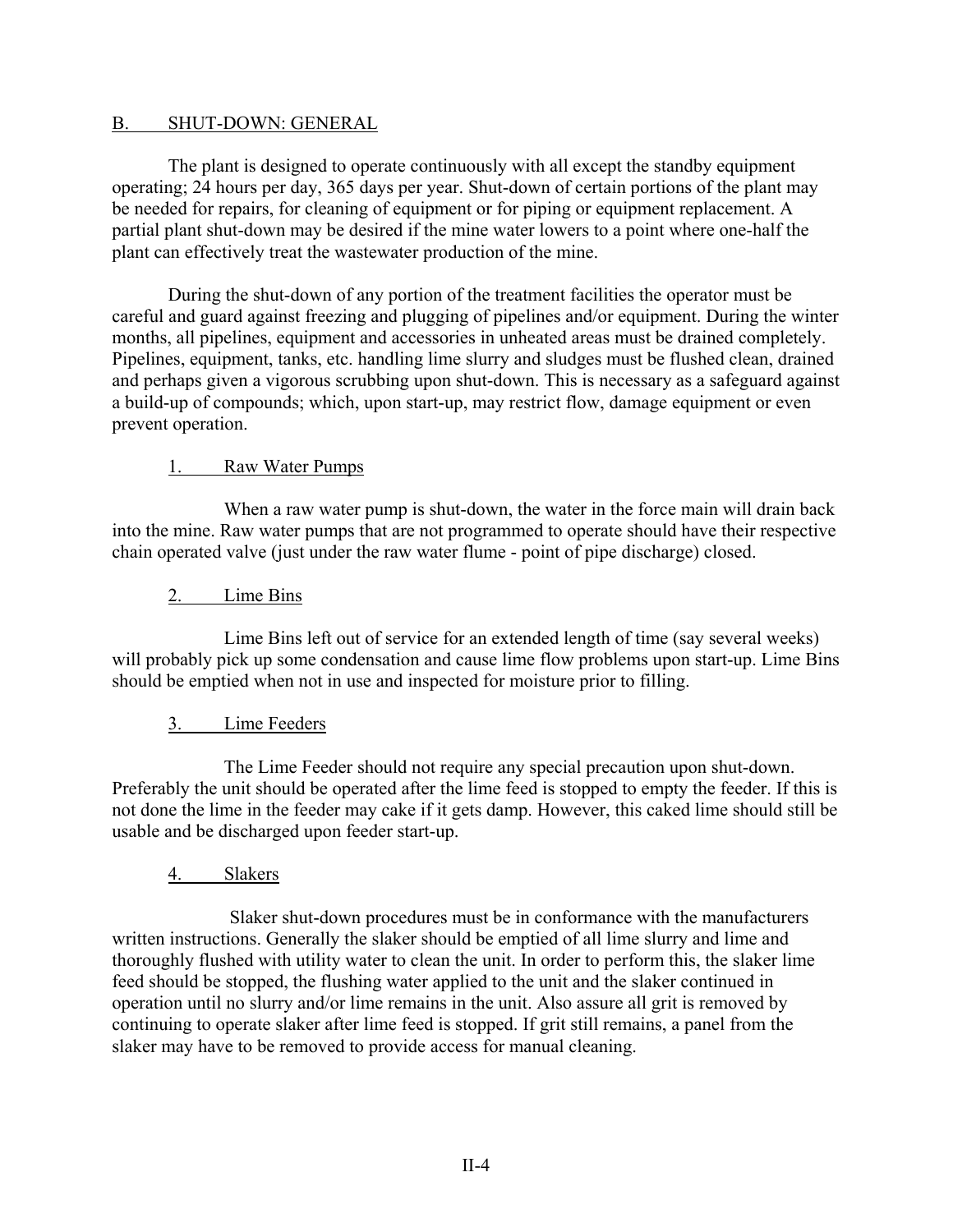## B. SHUT-DOWN: GENERAL

The plant is designed to operate continuously with all except the standby equipment operating; 24 hours per day, 365 days per year. Shut-down of certain portions of the plant may be needed for repairs, for cleaning of equipment or for piping or equipment replacement. A partial plant shut-down may be desired if the mine water lowers to a point where one-half the plant can effectively treat the wastewater production of the mine.

During the shut-down of any portion of the treatment facilities the operator must be careful and guard against freezing and plugging of pipelines and/or equipment. During the winter months, all pipelines, equipment and accessories in unheated areas must be drained completely. Pipelines, equipment, tanks, etc. handling lime slurry and sludges must be flushed clean, drained and perhaps given a vigorous scrubbing upon shut-down. This is necessary as a safeguard against a build-up of compounds; which, upon start-up, may restrict flow, damage equipment or even prevent operation.

### 1. Raw Water Pumps

When a raw water pump is shut-down, the water in the force main will drain back into the mine. Raw water pumps that are not programmed to operate should have their respective chain operated valve (just under the raw water flume - point of pipe discharge) closed.

### 2. Lime Bins

Lime Bins left out of service for an extended length of time (say several weeks) will probably pick up some condensation and cause lime flow problems upon start-up. Lime Bins should be emptied when not in use and inspected for moisture prior to filling.

### 3. Lime Feeders

The Lime Feeder should not require any special precaution upon shut-down. Preferably the unit should be operated after the lime feed is stopped to empty the feeder. If this is not done the lime in the feeder may cake if it gets damp. However, this caked lime should still be usable and be discharged upon feeder start-up.

### 4. Slakers

Slaker shut-down procedures must be in conformance with the manufacturers written instructions. Generally the slaker should be emptied of all lime slurry and lime and thoroughly flushed with utility water to clean the unit. In order to perform this, the slaker lime feed should be stopped, the flushing water applied to the unit and the slaker continued in operation until no slurry and/or lime remains in the unit. Also assure all grit is removed by continuing to operate slaker after lime feed is stopped. If grit still remains, a panel from the slaker may have to be removed to provide access for manual cleaning.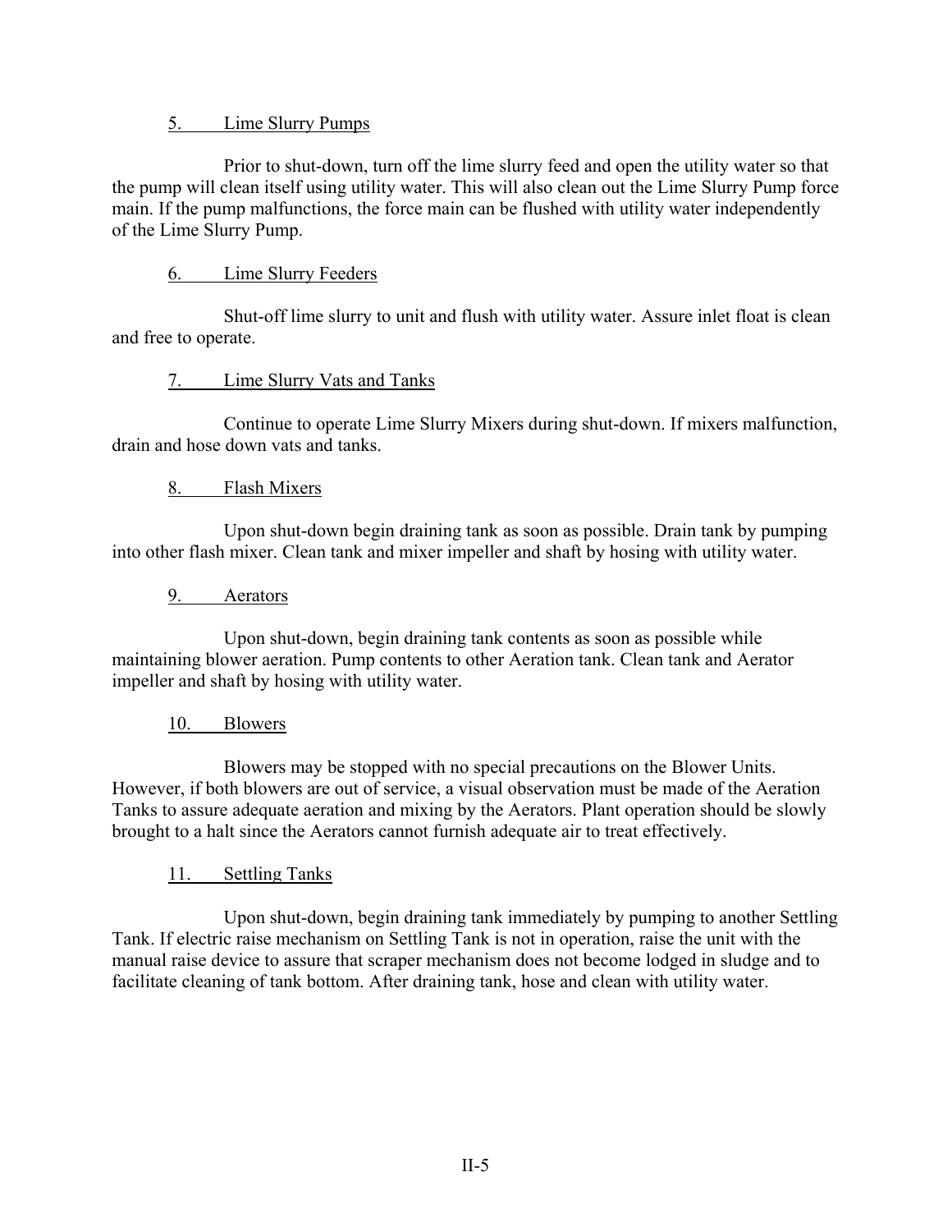5. Lime Slurry Pumps

Prior to shut-down, turn off the lime slurry feed and open the utility water so that the pump will clean itself using utility water. This will also clean out the Lime Slurry Pump force main. If the pump malfunctions, the force main can be flushed with utility water independently of the Lime Slurry Pump.

6. Lime Slurry Feeders

Shut-off lime slurry to unit and flush with utility water. Assure inlet float is clean and free to operate.

7. Lime Slurry Vats and Tanks

Continue to operate Lime Slurry Mixers during shut-down. If mixers malfunction, drain and hose down vats and tanks.

8. Flash Mixers

Upon shut-down begin draining tank as soon as possible. Drain tank by pumping into other flash mixer. Clean tank and mixer impeller and shaft by hosing with utility water.

9. Aerators

Upon shut-down, begin draining tank contents as soon as possible while maintaining blower aeration. Pump contents to other Aeration tank. Clean tank and Aerator impeller and shaft by hosing with utility water.

10. Blowers

Blowers may be stopped with no special precautions on the Blower Units. However, if both blowers are out of service, a visual observation must be made of the Aeration Tanks to assure adequate aeration and mixing by the Aerators. Plant operation should be slowly brought to a halt since the Aerators cannot furnish adequate air to treat effectively.

11. Settling Tanks

Upon shut-down, begin draining tank immediately by pumping to another Settling Tank. If electric raise mechanism on Settling Tank is not in operation, raise the unit with the manual raise device to assure that scraper mechanism does not become lodged in sludge and to facilitate cleaning of tank bottom. After draining tank, hose and clean with utility water.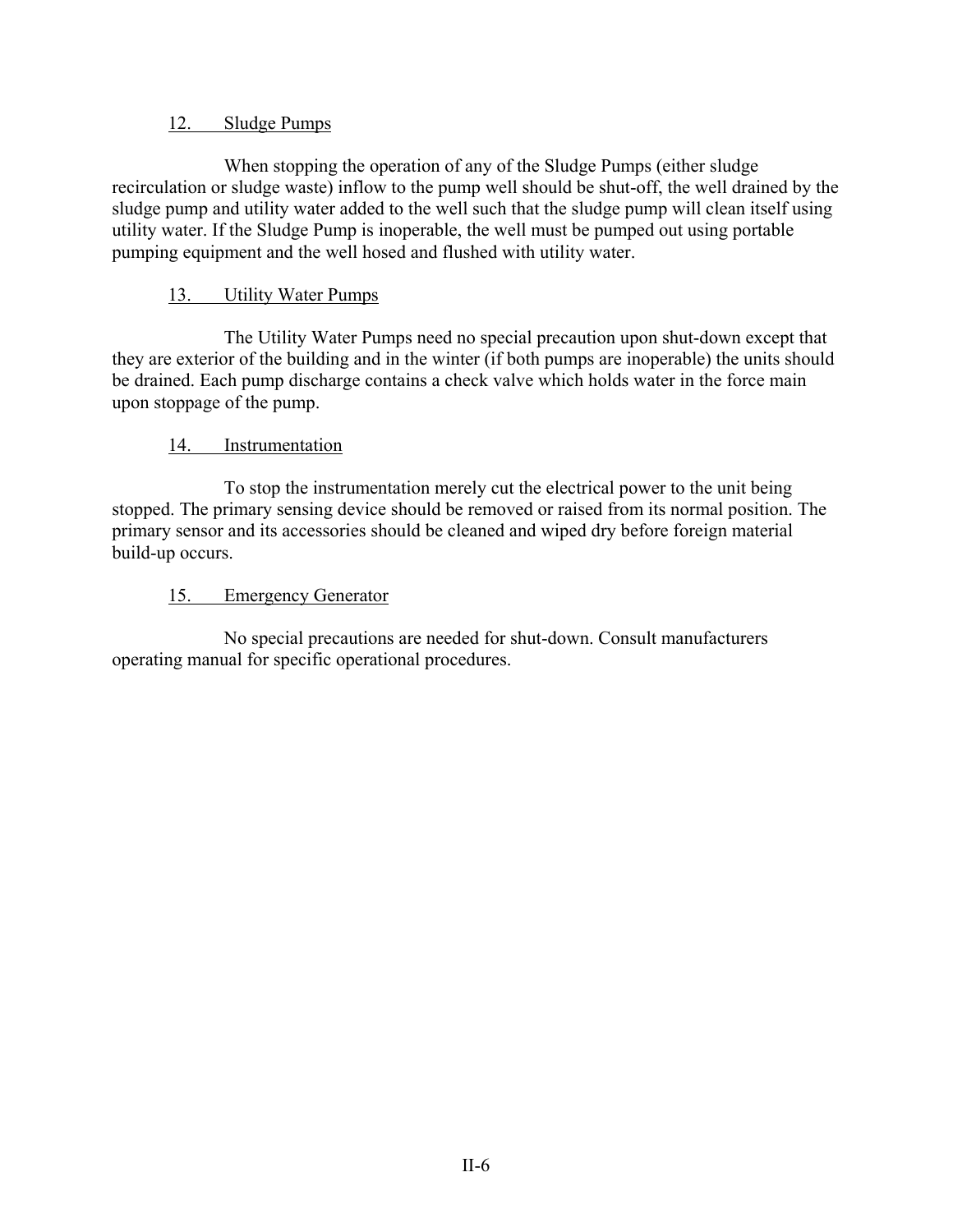12. Sludge Pumps

When stopping the operation of any of the Sludge Pumps (either sludge recirculation or sludge waste) inflow to the pump well should be shut-off, the well drained by the sludge pump and utility water added to the well such that the sludge pump will clean itself using utility water. If the Sludge Pump is inoperable, the well must be pumped out using portable pumping equipment and the well hosed and flushed with utility water.

13. Utility Water Pumps

The Utility Water Pumps need no special precaution upon shut-down except that they are exterior of the building and in the winter (if both pumps are inoperable) the units should be drained. Each pump discharge contains a check valve which holds water in the force main upon stoppage of the pump.

14. Instrumentation

To stop the instrumentation merely cut the electrical power to the unit being stopped. The primary sensing device should be removed or raised from its normal position. The primary sensor and its accessories should be cleaned and wiped dry before foreign material build-up occurs.

15. Emergency Generator

No special precautions are needed for shut-down. Consult manufacturers operating manual for specific operational procedures.